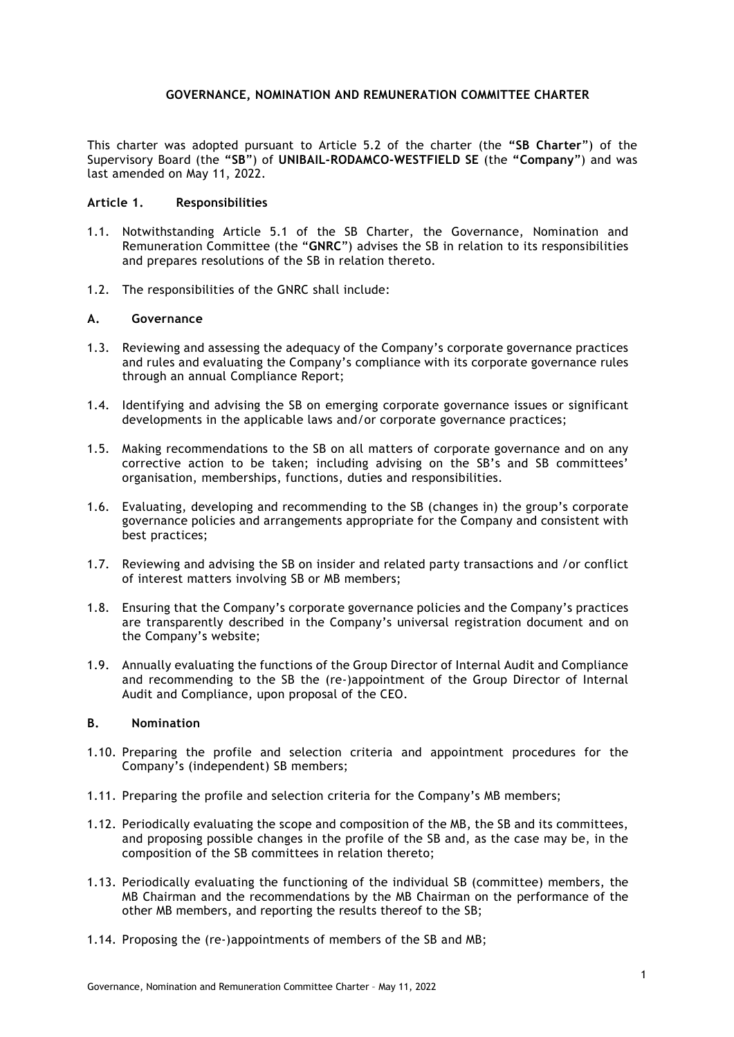# GOVERNANCE, NOMINATION AND REMUNERATION COMMITTEE CHARTER

This charter was adopted pursuant to Article 5.2 of the charter (the **"SB Charter"**) of the Supervisory Board (the **"SB"**) of **UNIBAIL-RODAMCO-WESTFIELD SE** (the **"Company"**) and was last amended on May 11, 2022.

## Article 1. Responsibilities

1.1. Notwithstanding Article 5.1 of the SB Charter, the Governance, Nomination and Remuneration Committee (the "**GNRC**") advises the SB in relation to its responsibilities and prepares resolutions of the SB in relation thereto.

1.2. The responsibilities of the GNRC shall include:

### A. Governance

1.3. Reviewing and assessing the adequacy of the Company's corporate governance practices and rules and evaluating the Company's compliance with its corporate governance rules through an annual Compliance Report;

1.4. Identifying and advising the SB on emerging corporate governance issues or significant developments in the applicable laws and/or corporate governance practices;

1.5. Making recommendations to the SB on all matters of corporate governance and on any corrective action to be taken; including advising on the SB's and SB committees' organisation, memberships, functions, duties and responsibilities.

1.6. Evaluating, developing and recommending to the SB (changes in) the group's corporate governance policies and arrangements appropriate for the Company and consistent with best practices;

1.7. Reviewing and advising the SB on insider and related party transactions and /or conflict of interest matters involving SB or MB members;

1.8. Ensuring that the Company's corporate governance policies and the Company's practices are transparently described in the Company's universal registration document and on the Company's website;

1.9. Annually evaluating the functions of the Group Director of Internal Audit and Compliance and recommending to the SB the (re-)appointment of the Group Director of Internal Audit and Compliance, upon proposal of the CEO.

### B. Nomination

1.10. Preparing the profile and selection criteria and appointment procedures for the Company's (independent) SB members;

1.11. Preparing the profile and selection criteria for the Company's MB members;

1.12. Periodically evaluating the scope and composition of the MB, the SB and its committees, and proposing possible changes in the profile of the SB and, as the case may be, in the composition of the SB committees in relation thereto;

1.13. Periodically evaluating the functioning of the individual SB (committee) members, the MB Chairman and the recommendations by the MB Chairman on the performance of the other MB members, and reporting the results thereof to the SB;

1.14. Proposing the (re-)appointments of members of the SB and MB;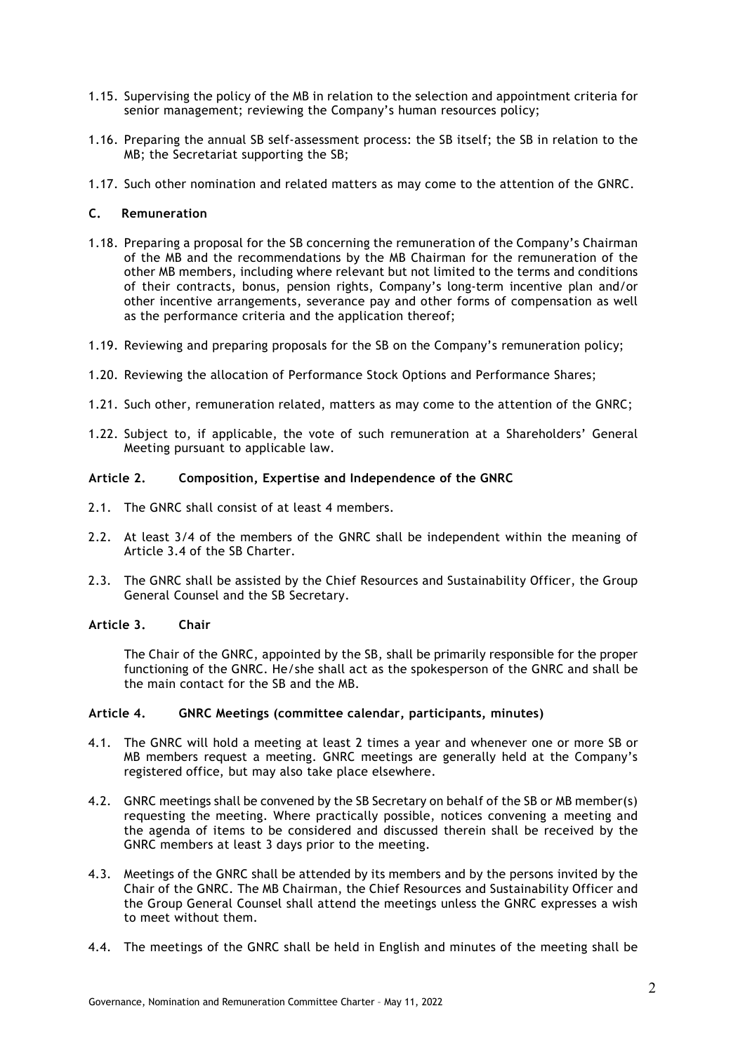1.15. Supervising the policy of the MB in relation to the selection and appointment criteria for senior management; reviewing the Company's human resources policy;

1.16. Preparing the annual SB self-assessment process: the SB itself; the SB in relation to the MB; the Secretariat supporting the SB;

1.17. Such other nomination and related matters as may come to the attention of the GNRC.

### C. Remuneration

1.18. Preparing a proposal for the SB concerning the remuneration of the Company's Chairman of the MB and the recommendations by the MB Chairman for the remuneration of the other MB members, including where relevant but not limited to the terms and conditions of their contracts, bonus, pension rights, Company's long-term incentive plan and/or other incentive arrangements, severance pay and other forms of compensation as well as the performance criteria and the application thereof;

1.19. Reviewing and preparing proposals for the SB on the Company's remuneration policy;

1.20. Reviewing the allocation of Performance Stock Options and Performance Shares;

1.21. Such other, remuneration related, matters as may come to the attention of the GNRC;

1.22. Subject to, if applicable, the vote of such remuneration at a Shareholders' General Meeting pursuant to applicable law.

## Article 2. Composition, Expertise and Independence of the GNRC

2.1. The GNRC shall consist of at least 4 members.

2.2. At least 3/4 of the members of the GNRC shall be independent within the meaning of Article 3.4 of the SB Charter.

2.3. The GNRC shall be assisted by the Chief Resources and Sustainability Officer, the Group General Counsel and the SB Secretary.

## Article 3. Chair

The Chair of the GNRC, appointed by the SB, shall be primarily responsible for the proper functioning of the GNRC. He/she shall act as the spokesperson of the GNRC and shall be the main contact for the SB and the MB.

## Article 4. GNRC Meetings (committee calendar, participants, minutes)

4.1. The GNRC will hold a meeting at least 2 times a year and whenever one or more SB or MB members request a meeting. GNRC meetings are generally held at the Company's registered office, but may also take place elsewhere.

4.2. GNRC meetings shall be convened by the SB Secretary on behalf of the SB or MB member(s) requesting the meeting. Where practically possible, notices convening a meeting and the agenda of items to be considered and discussed therein shall be received by the GNRC members at least 3 days prior to the meeting.

4.3. Meetings of the GNRC shall be attended by its members and by the persons invited by the Chair of the GNRC. The MB Chairman, the Chief Resources and Sustainability Officer and the Group General Counsel shall attend the meetings unless the GNRC expresses a wish to meet without them.

4.4. The meetings of the GNRC shall be held in English and minutes of the meeting shall be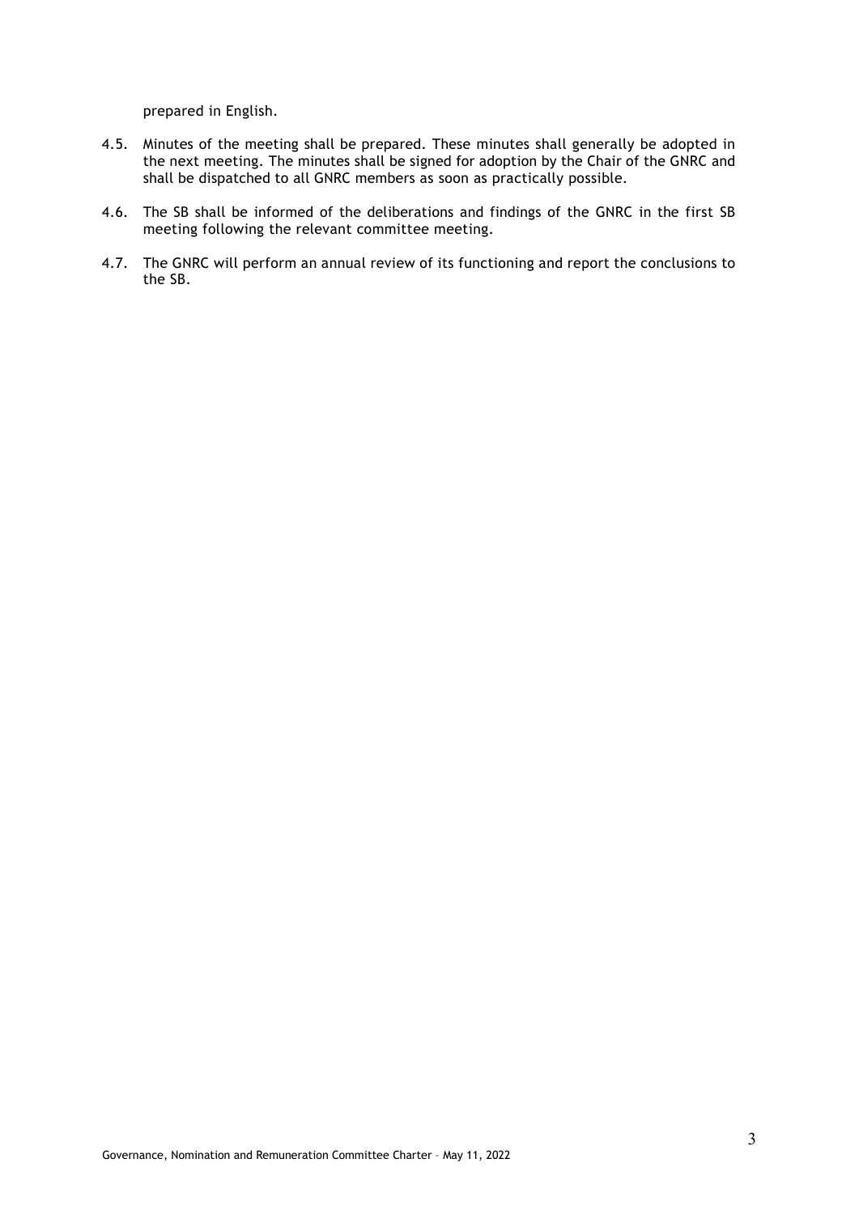prepared in English.

4.5. Minutes of the meeting shall be prepared. These minutes shall generally be adopted in the next meeting. The minutes shall be signed for adoption by the Chair of the GNRC and shall be dispatched to all GNRC members as soon as practically possible.

4.6. The SB shall be informed of the deliberations and findings of the GNRC in the first SB meeting following the relevant committee meeting.

4.7. The GNRC will perform an annual review of its functioning and report the conclusions to the SB.